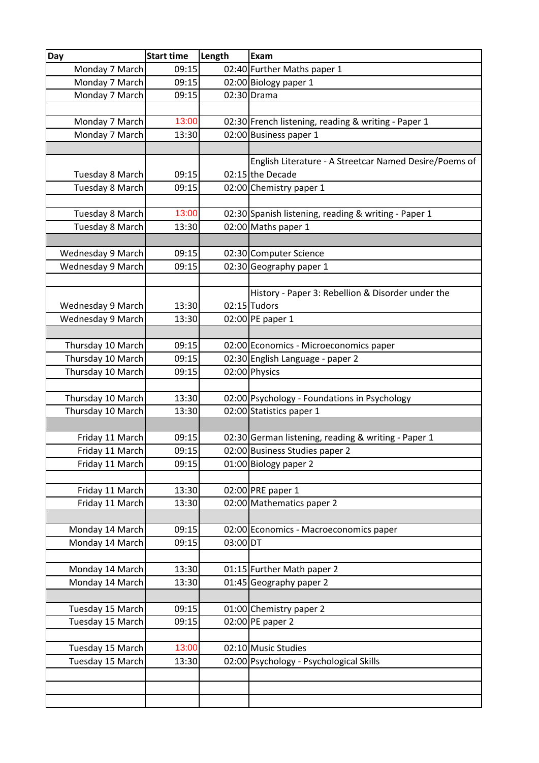| Day | Start time | Length | Exam |
| --- | --- | --- | --- |
| Monday 7 March | 09:15 | 02:40 | Further Maths paper 1 |
| Monday 7 March | 09:15 | 02:00 | Biology paper 1 |
| Monday 7 March | 09:15 | 02:30 | Drama |
| | | | |
| Monday 7 March | 13:00 | 02:30 | French listening, reading & writing - Paper 1 |
| Monday 7 March | 13:30 | 02:00 | Business paper 1 |
| | | | |
| Tuesday 8 March | 09:15 | 02:15 | English Literature - A Streetcar Named Desire/Poems of the Decade |
| Tuesday 8 March | 09:15 | 02:00 | Chemistry paper 1 |
| | | | |
| Tuesday 8 March | 13:00 | 02:30 | Spanish listening, reading & writing - Paper 1 |
| Tuesday 8 March | 13:30 | 02:00 | Maths paper 1 |
| | | | |
| Wednesday 9 March | 09:15 | 02:30 | Computer Science |
| Wednesday 9 March | 09:15 | 02:30 | Geography paper 1 |
| | | | |
| Wednesday 9 March | 13:30 | 02:15 | History - Paper 3: Rebellion & Disorder under the Tudors |
| Wednesday 9 March | 13:30 | 02:00 | PE paper 1 |
| | | | |
| Thursday 10 March | 09:15 | 02:00 | Economics - Microeconomics paper |
| Thursday 10 March | 09:15 | 02:30 | English Language - paper 2 |
| Thursday 10 March | 09:15 | 02:00 | Physics |
| | | | |
| Thursday 10 March | 13:30 | 02:00 | Psychology - Foundations in Psychology |
| Thursday 10 March | 13:30 | 02:00 | Statistics paper 1 |
| | | | |
| Friday 11 March | 09:15 | 02:30 | German listening, reading & writing - Paper 1 |
| Friday 11 March | 09:15 | 02:00 | Business Studies paper 2 |
| Friday 11 March | 09:15 | 01:00 | Biology paper 2 |
| | | | |
| Friday 11 March | 13:30 | 02:00 | PRE paper 1 |
| Friday 11 March | 13:30 | 02:00 | Mathematics paper 2 |
| | | | |
| Monday 14 March | 09:15 | 02:00 | Economics - Macroeconomics paper |
| Monday 14 March | 09:15 | 03:00 | DT |
| | | | |
| Monday 14 March | 13:30 | 01:15 | Further Math paper 2 |
| Monday 14 March | 13:30 | 01:45 | Geography paper 2 |
| | | | |
| Tuesday 15 March | 09:15 | 01:00 | Chemistry paper 2 |
| Tuesday 15 March | 09:15 | 02:00 | PE paper 2 |
| | | | |
| Tuesday 15 March | 13:00 | 02:10 | Music Studies |
| Tuesday 15 March | 13:30 | 02:00 | Psychology - Psychological Skills |
| | | | |
| | | | |
| | | | |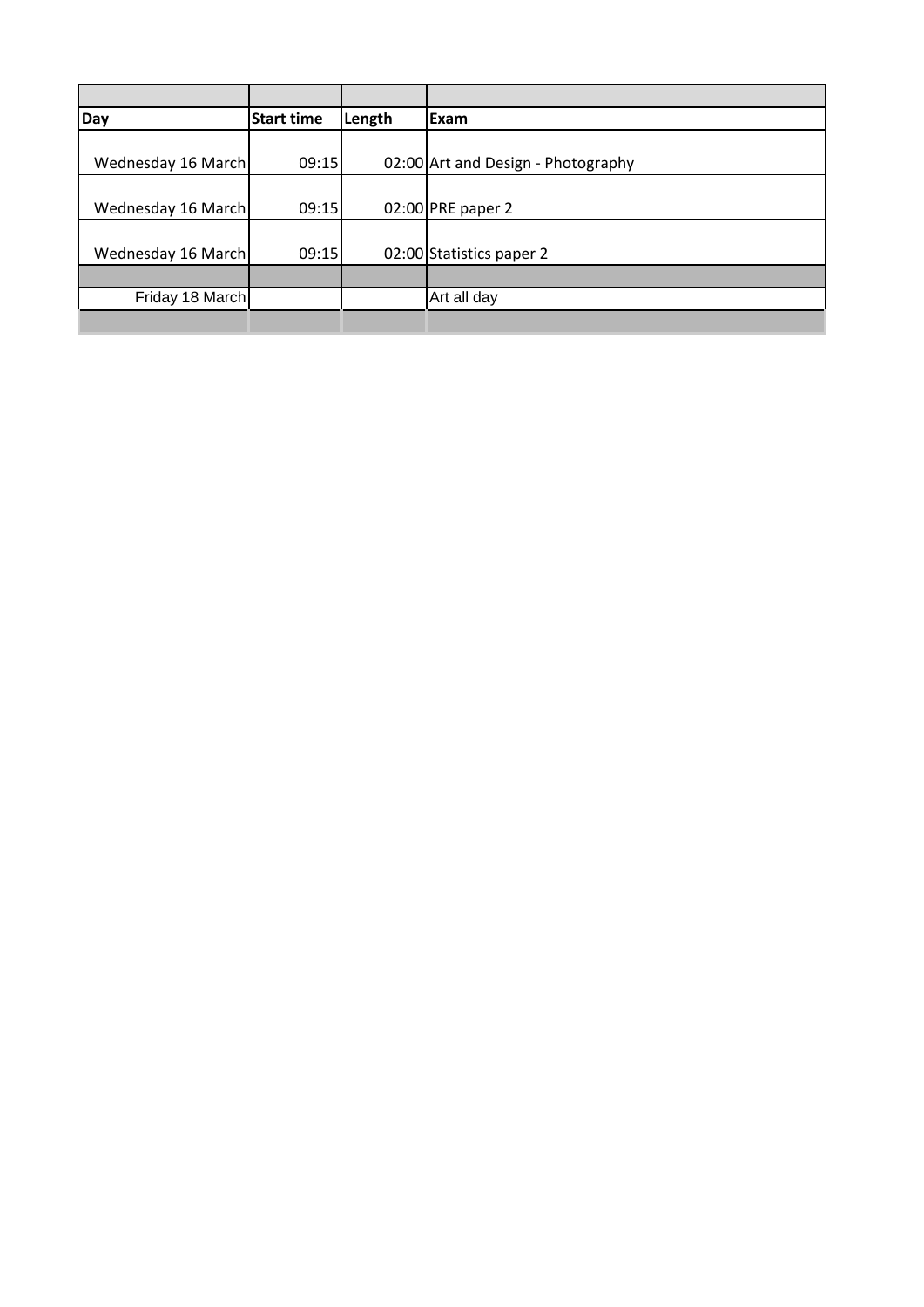| Day | Start time | Length | Exam |
|---|---|---|---|
| Wednesday 16 March | 09:15 | 02:00 | Art and Design - Photography |
| Wednesday 16 March | 09:15 | 02:00 | PRE paper 2 |
| Wednesday 16 March | 09:15 | 02:00 | Statistics paper 2 |
| Friday 18 March | | | Art all day |